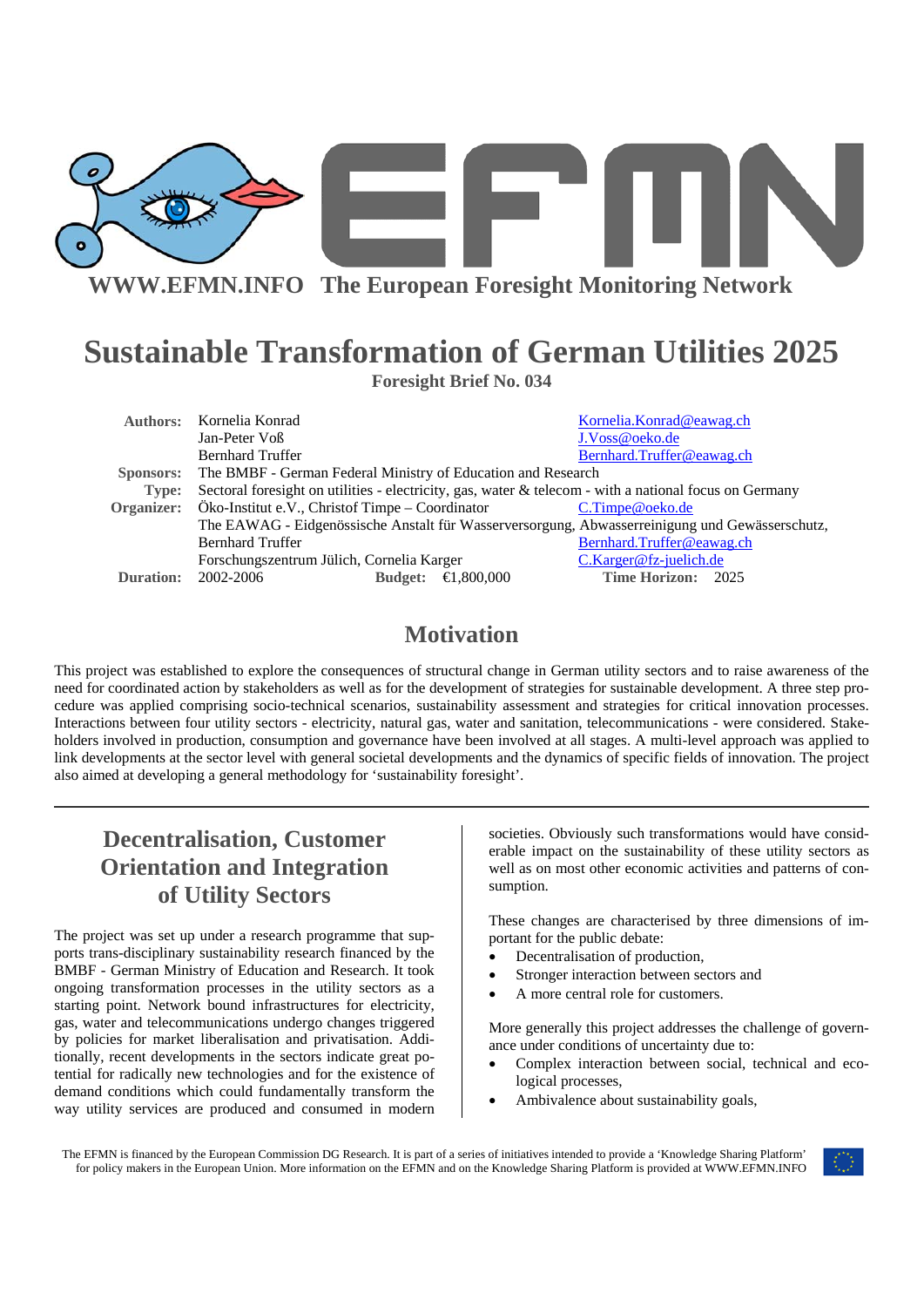**WWW.EFMN.INFO The European Foresight Monitoring Network**

# Sustainable Transformation of German Utilities 2025

**Foresight Brief No. 034**

| | | |
|---|---|---|
| **Authors:** | Kornelia Konrad | Kornelia.Konrad@eawag.ch |
| | Jan-Peter Voß | J.Voss@oeko.de |
| | Bernhard Truffer | Bernhard.Truffer@eawag.ch |
| **Sponsors:** | The BMBF - German Federal Ministry of Education and Research | |
| **Type:** | Sectoral foresight on utilities - electricity, gas, water & telecom - with a national focus on Germany | |
| **Organizer:** | Öko-Institut e.V., Christof Timpe – Coordinator | C.Timpe@oeko.de |
| | The EAWAG - Eidgenössische Anstalt für Wasserversorgung, Abwasserreinigung und Gewässerschutz, | |
| | Bernhard Truffer | Bernhard.Truffer@eawag.ch |
| | Forschungszentrum Jülich, Cornelia Karger | C.Karger@fz-juelich.de |
| **Duration:** | 2002-2006 **Budget:** €1,800,000 | **Time Horizon:** 2025 |

## Motivation

This project was established to explore the consequences of structural change in German utility sectors and to raise awareness of the need for coordinated action by stakeholders as well as for the development of strategies for sustainable development. A three step procedure was applied comprising socio-technical scenarios, sustainability assessment and strategies for critical innovation processes. Interactions between four utility sectors - electricity, natural gas, water and sanitation, telecommunications - were considered. Stakeholders involved in production, consumption and governance have been involved at all stages. A multi-level approach was applied to link developments at the sector level with general societal developments and the dynamics of specific fields of innovation. The project also aimed at developing a general methodology for 'sustainability foresight'.

---

## Decentralisation, Customer Orientation and Integration of Utility Sectors

The project was set up under a research programme that supports trans-disciplinary sustainability research financed by the BMBF - German Ministry of Education and Research. It took ongoing transformation processes in the utility sectors as a starting point. Network bound infrastructures for electricity, gas, water and telecommunications undergo changes triggered by policies for market liberalisation and privatisation. Additionally, recent developments in the sectors indicate great potential for radically new technologies and for the existence of demand conditions which could fundamentally transform the way utility services are produced and consumed in modern societies. Obviously such transformations would have considerable impact on the sustainability of these utility sectors as well as on most other economic activities and patterns of consumption.

These changes are characterised by three dimensions of important for the public debate:

- Decentralisation of production,
- Stronger interaction between sectors and
- A more central role for customers.

More generally this project addresses the challenge of governance under conditions of uncertainty due to:

- Complex interaction between social, technical and ecological processes,
- Ambivalence about sustainability goals,

The EFMN is financed by the European Commission DG Research. It is part of a series of initiatives intended to provide a 'Knowledge Sharing Platform' for policy makers in the European Union. More information on the EFMN and on the Knowledge Sharing Platform is provided at WWW.EFMN.INFO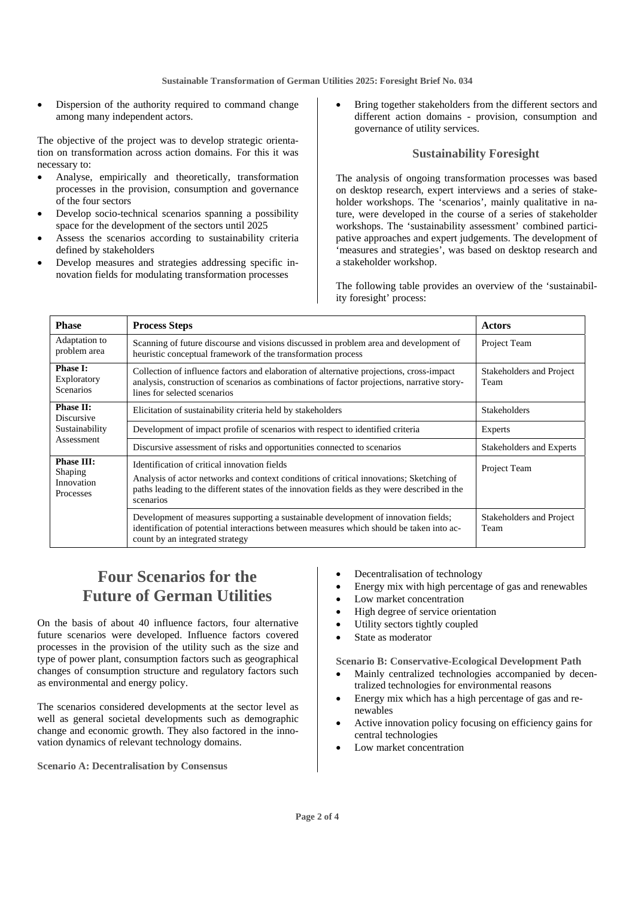- Dispersion of the authority required to command change among many independent actors.

The objective of the project was to develop strategic orientation on transformation across action domains. For this it was necessary to:

- Analyse, empirically and theoretically, transformation processes in the provision, consumption and governance of the four sectors
- Develop socio-technical scenarios spanning a possibility space for the development of the sectors until 2025
- Assess the scenarios according to sustainability criteria defined by stakeholders
- Develop measures and strategies addressing specific innovation fields for modulating transformation processes
- Bring together stakeholders from the different sectors and different action domains - provision, consumption and governance of utility services.

### Sustainability Foresight

The analysis of ongoing transformation processes was based on desktop research, expert interviews and a series of stakeholder workshops. The 'scenarios', mainly qualitative in nature, were developed in the course of a series of stakeholder workshops. The 'sustainability assessment' combined participative approaches and expert judgements. The development of 'measures and strategies', was based on desktop research and a stakeholder workshop.

The following table provides an overview of the 'sustainability foresight' process:

| Phase | Process Steps | Actors |
|---|---|---|
| Adaptation to problem area | Scanning of future discourse and visions discussed in problem area and development of heuristic conceptual framework of the transformation process | Project Team |
| **Phase I:** Exploratory Scenarios | Collection of influence factors and elaboration of alternative projections, cross-impact analysis, construction of scenarios as combinations of factor projections, narrative storylines for selected scenarios | Stakeholders and Project Team |
| **Phase II:** Discursive Sustainability Assessment | Elicitation of sustainability criteria held by stakeholders | Stakeholders |
| | Development of impact profile of scenarios with respect to identified criteria | Experts |
| | Discursive assessment of risks and opportunities connected to scenarios | Stakeholders and Experts |
| **Phase III:** Shaping Innovation Processes | Identification of critical innovation fields<br>Analysis of actor networks and context conditions of critical innovations; Sketching of paths leading to the different states of the innovation fields as they were described in the scenarios | Project Team |
| | Development of measures supporting a sustainable development of innovation fields; identification of potential interactions between measures which should be taken into account by an integrated strategy | Stakeholders and Project Team |

## Four Scenarios for the Future of German Utilities

On the basis of about 40 influence factors, four alternative future scenarios were developed. Influence factors covered processes in the provision of the utility such as the size and type of power plant, consumption factors such as geographical changes of consumption structure and regulatory factors such as environmental and energy policy.

The scenarios considered developments at the sector level as well as general societal developments such as demographic change and economic growth. They also factored in the innovation dynamics of relevant technology domains.

**Scenario A: Decentralisation by Consensus**

- Decentralisation of technology
- Energy mix with high percentage of gas and renewables
- Low market concentration
- High degree of service orientation
- Utility sectors tightly coupled
- State as moderator

**Scenario B: Conservative-Ecological Development Path**

- Mainly centralized technologies accompanied by decentralized technologies for environmental reasons
- Energy mix which has a high percentage of gas and renewables
- Active innovation policy focusing on efficiency gains for central technologies
- Low market concentration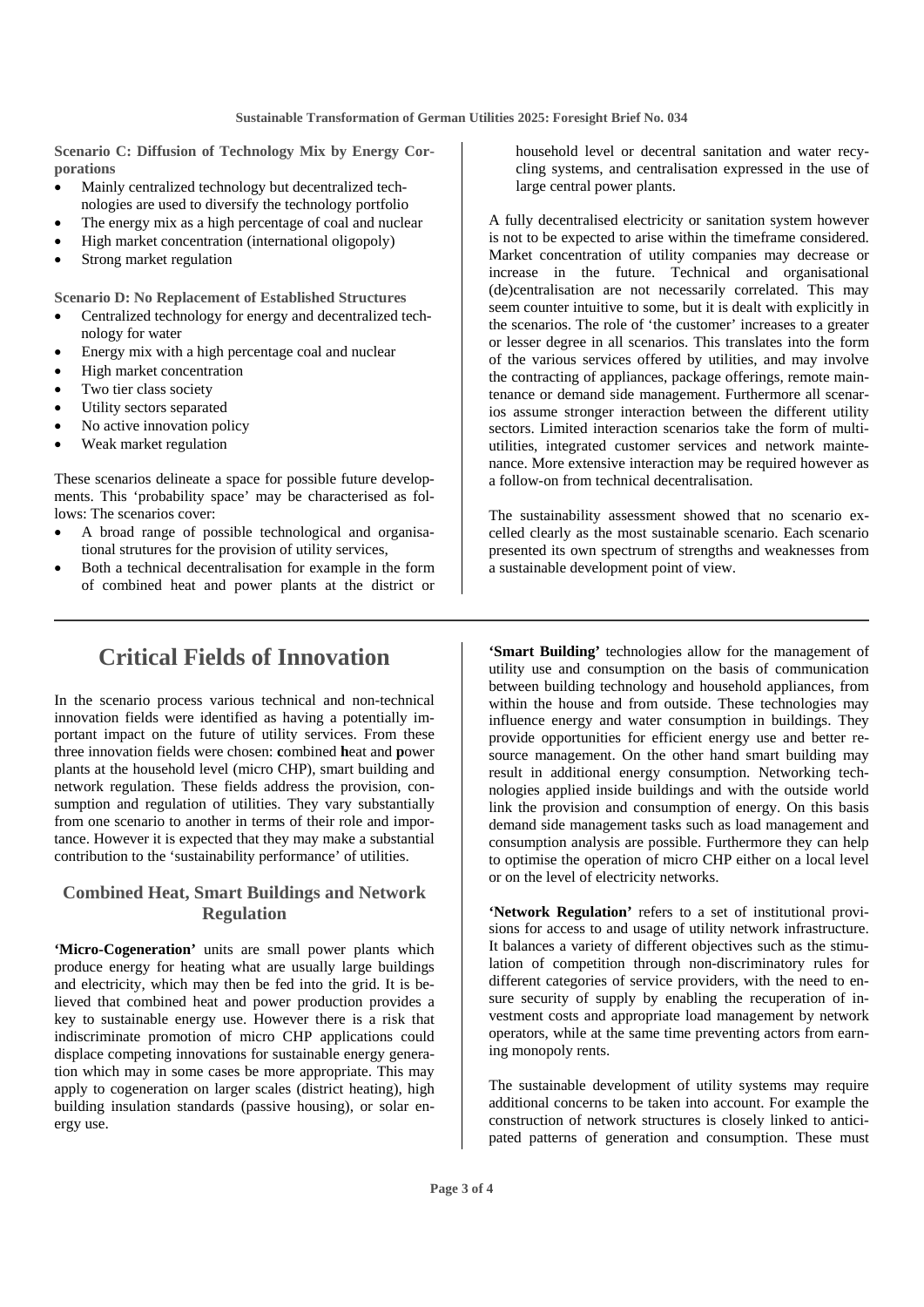**Scenario C: Diffusion of Technology Mix by Energy Corporations**

- Mainly centralized technology but decentralized technologies are used to diversify the technology portfolio
- The energy mix as a high percentage of coal and nuclear
- High market concentration (international oligopoly)
- Strong market regulation

**Scenario D: No Replacement of Established Structures**

- Centralized technology for energy and decentralized technology for water
- Energy mix with a high percentage coal and nuclear
- High market concentration
- Two tier class society
- Utility sectors separated
- No active innovation policy
- Weak market regulation

These scenarios delineate a space for possible future developments. This 'probability space' may be characterised as follows: The scenarios cover:

- A broad range of possible technological and organisational strutures for the provision of utility services,
- Both a technical decentralisation for example in the form of combined heat and power plants at the district or household level or decentral sanitation and water recycling systems, and centralisation expressed in the use of large central power plants.

A fully decentralised electricity or sanitation system however is not to be expected to arise within the timeframe considered. Market concentration of utility companies may decrease or increase in the future. Technical and organisational (de)centralisation are not necessarily correlated. This may seem counter intuitive to some, but it is dealt with explicitly in the scenarios. The role of 'the customer' increases to a greater or lesser degree in all scenarios. This translates into the form of the various services offered by utilities, and may involve the contracting of appliances, package offerings, remote maintenance or demand side management. Furthermore all scenarios assume stronger interaction between the different utility sectors. Limited interaction scenarios take the form of multi-utilities, integrated customer services and network maintenance. More extensive interaction may be required however as a follow-on from technical decentralisation.

The sustainability assessment showed that no scenario excelled clearly as the most sustainable scenario. Each scenario presented its own spectrum of strengths and weaknesses from a sustainable development point of view.

# Critical Fields of Innovation

In the scenario process various technical and non-technical innovation fields were identified as having a potentially important impact on the future of utility services. From these three innovation fields were chosen: **c**ombined **h**eat and **p**ower plants at the household level (micro CHP), smart building and network regulation. These fields address the provision, consumption and regulation of utilities. They vary substantially from one scenario to another in terms of their role and importance. However it is expected that they may make a substantial contribution to the 'sustainability performance' of utilities.

## Combined Heat, Smart Buildings and Network Regulation

**'Micro-Cogeneration'** units are small power plants which produce energy for heating what are usually large buildings and electricity, which may then be fed into the grid. It is believed that combined heat and power production provides a key to sustainable energy use. However there is a risk that indiscriminate promotion of micro CHP applications could displace competing innovations for sustainable energy generation which may in some cases be more appropriate. This may apply to cogeneration on larger scales (district heating), high building insulation standards (passive housing), or solar energy use.

**'Smart Building'** technologies allow for the management of utility use and consumption on the basis of communication between building technology and household appliances, from within the house and from outside. These technologies may influence energy and water consumption in buildings. They provide opportunities for efficient energy use and better resource management. On the other hand smart building may result in additional energy consumption. Networking technologies applied inside buildings and with the outside world link the provision and consumption of energy. On this basis demand side management tasks such as load management and consumption analysis are possible. Furthermore they can help to optimise the operation of micro CHP either on a local level or on the level of electricity networks.

**'Network Regulation'** refers to a set of institutional provisions for access to and usage of utility network infrastructure. It balances a variety of different objectives such as the stimulation of competition through non-discriminatory rules for different categories of service providers, with the need to ensure security of supply by enabling the recuperation of investment costs and appropriate load management by network operators, while at the same time preventing actors from earning monopoly rents.

The sustainable development of utility systems may require additional concerns to be taken into account. For example the construction of network structures is closely linked to anticipated patterns of generation and consumption. These must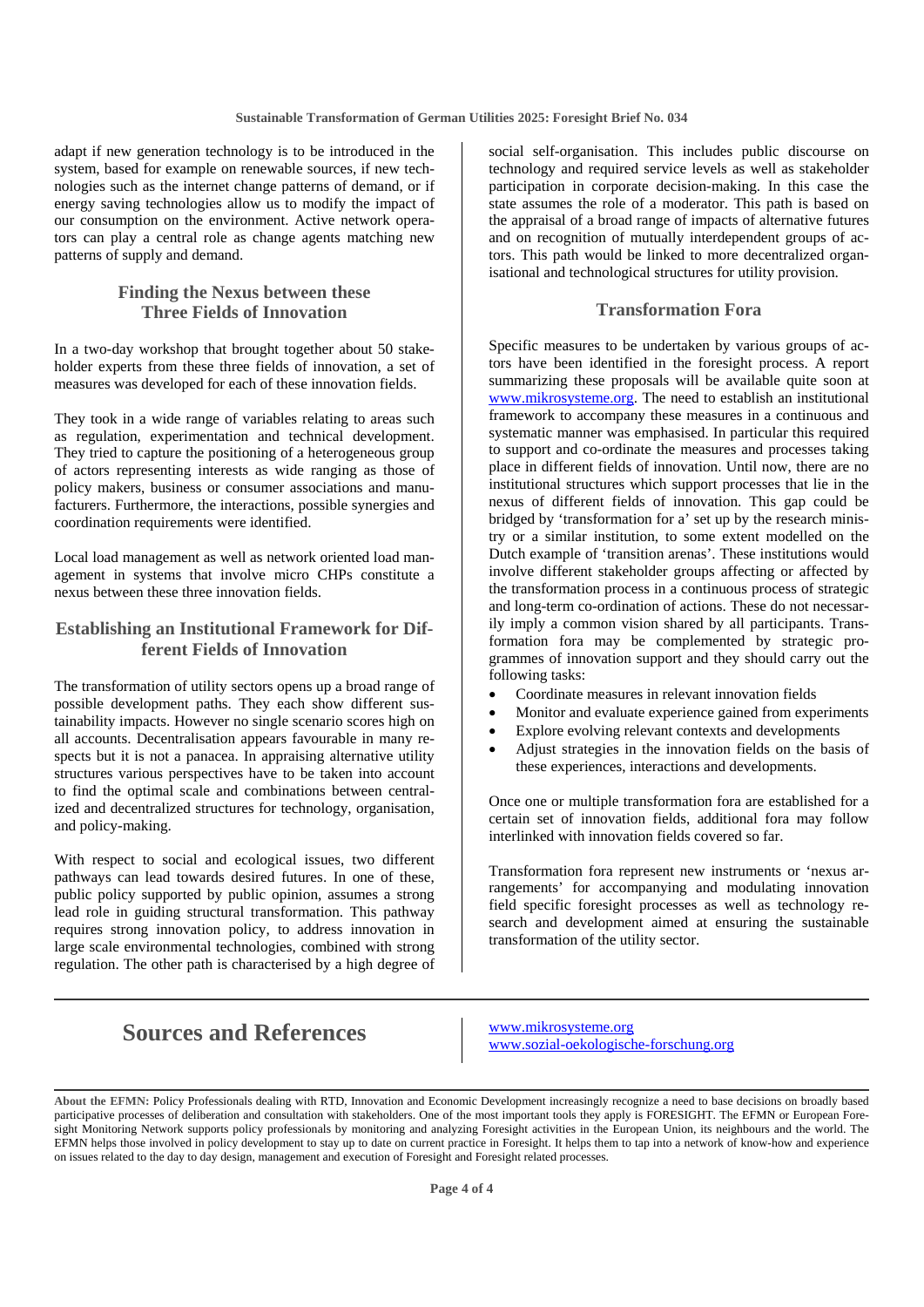adapt if new generation technology is to be introduced in the system, based for example on renewable sources, if new technologies such as the internet change patterns of demand, or if energy saving technologies allow us to modify the impact of our consumption on the environment. Active network operators can play a central role as change agents matching new patterns of supply and demand.

## Finding the Nexus between these Three Fields of Innovation

In a two-day workshop that brought together about 50 stakeholder experts from these three fields of innovation, a set of measures was developed for each of these innovation fields.

They took in a wide range of variables relating to areas such as regulation, experimentation and technical development. They tried to capture the positioning of a heterogeneous group of actors representing interests as wide ranging as those of policy makers, business or consumer associations and manufacturers. Furthermore, the interactions, possible synergies and coordination requirements were identified.

Local load management as well as network oriented load management in systems that involve micro CHPs constitute a nexus between these three innovation fields.

## Establishing an Institutional Framework for Different Fields of Innovation

The transformation of utility sectors opens up a broad range of possible development paths. They each show different sustainability impacts. However no single scenario scores high on all accounts. Decentralisation appears favourable in many respects but it is not a panacea. In appraising alternative utility structures various perspectives have to be taken into account to find the optimal scale and combinations between centralized and decentralized structures for technology, organisation, and policy-making.

With respect to social and ecological issues, two different pathways can lead towards desired futures. In one of these, public policy supported by public opinion, assumes a strong lead role in guiding structural transformation. This pathway requires strong innovation policy, to address innovation in large scale environmental technologies, combined with strong regulation. The other path is characterised by a high degree of social self-organisation. This includes public discourse on technology and required service levels as well as stakeholder participation in corporate decision-making. In this case the state assumes the role of a moderator. This path is based on the appraisal of a broad range of impacts of alternative futures and on recognition of mutually interdependent groups of actors. This path would be linked to more decentralized organisational and technological structures for utility provision.

## Transformation Fora

Specific measures to be undertaken by various groups of actors have been identified in the foresight process. A report summarizing these proposals will be available quite soon at [www.mikrosysteme.org](http://www.mikrosysteme.org). The need to establish an institutional framework to accompany these measures in a continuous and systematic manner was emphasised. In particular this required to support and co-ordinate the measures and processes taking place in different fields of innovation. Until now, there are no institutional structures which support processes that lie in the nexus of different fields of innovation. This gap could be bridged by 'transformation for a' set up by the research ministry or a similar institution, to some extent modelled on the Dutch example of 'transition arenas'. These institutions would involve different stakeholder groups affecting or affected by the transformation process in a continuous process of strategic and long-term co-ordination of actions. These do not necessarily imply a common vision shared by all participants. Transformation fora may be complemented by strategic programmes of innovation support and they should carry out the following tasks:

- Coordinate measures in relevant innovation fields
- Monitor and evaluate experience gained from experiments
- Explore evolving relevant contexts and developments
- Adjust strategies in the innovation fields on the basis of these experiences, interactions and developments.

Once one or multiple transformation fora are established for a certain set of innovation fields, additional fora may follow interlinked with innovation fields covered so far.

Transformation fora represent new instruments or 'nexus arrangements' for accompanying and modulating innovation field specific foresight processes as well as technology research and development aimed at ensuring the sustainable transformation of the utility sector.

## Sources and References

[www.mikrosysteme.org](http://www.mikrosysteme.org)
[www.sozial-oekologische-forschung.org](http://www.sozial-oekologische-forschung.org)

**About the EFMN:** Policy Professionals dealing with RTD, Innovation and Economic Development increasingly recognize a need to base decisions on broadly based participative processes of deliberation and consultation with stakeholders. One of the most important tools they apply is FORESIGHT. The EFMN or European Foresight Monitoring Network supports policy professionals by monitoring and analyzing Foresight activities in the European Union, its neighbours and the world. The EFMN helps those involved in policy development to stay up to date on current practice in Foresight. It helps them to tap into a network of know-how and experience on issues related to the day to day design, management and execution of Foresight and Foresight related processes.